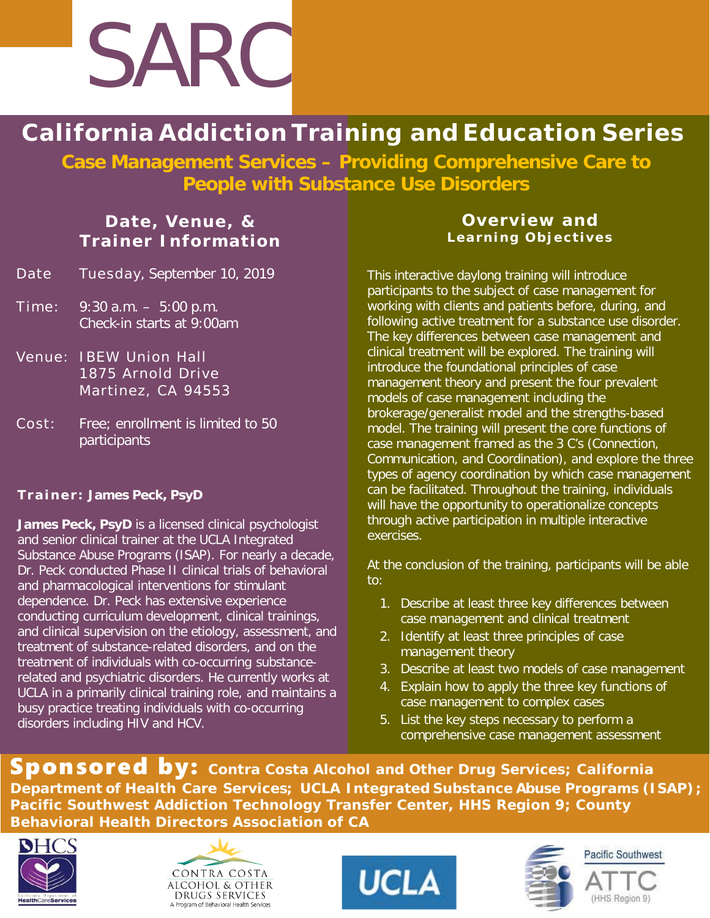# SARC

## California Addiction Training and Education Series

### Case Management Services – Providing Comprehensive Care to People with Substance Use Disorders

### Date, Venue, & Trainer Information

**Date** Tuesday, September 10, 2019

**Time:** 9:30 a.m. – 5:00 p.m.
Check-in starts at 9:00am

**Venue:** IBEW Union Hall
1875 Arnold Drive
Martinez, CA 94553

**Cost:** Free; enrollment is limited to 50 participants

**Trainer: James Peck, PsyD**

**James Peck, PsyD** is a licensed clinical psychologist and senior clinical trainer at the UCLA Integrated Substance Abuse Programs (ISAP). For nearly a decade, Dr. Peck conducted Phase II clinical trials of behavioral and pharmacological interventions for stimulant dependence. Dr. Peck has extensive experience conducting curriculum development, clinical trainings, and clinical supervision on the etiology, assessment, and treatment of substance-related disorders, and on the treatment of individuals with co-occurring substance-related and psychiatric disorders. He currently works at UCLA in a primarily clinical training role, and maintains a busy practice treating individuals with co-occurring disorders including HIV and HCV.

### Overview and Learning Objectives

This interactive daylong training will introduce participants to the subject of case management for working with clients and patients before, during, and following active treatment for a substance use disorder. The key differences between case management and clinical treatment will be explored. The training will introduce the foundational principles of case management theory and present the four prevalent models of case management including the brokerage/generalist model and the strengths-based model. The training will present the core functions of case management framed as the 3 C's (Connection, Communication, and Coordination), and explore the three types of agency coordination by which case management can be facilitated. Throughout the training, individuals will have the opportunity to operationalize concepts through active participation in multiple interactive exercises.

At the conclusion of the training, participants will be able to:

1. Describe at least three key differences between case management and clinical treatment
2. Identify at least three principles of case management theory
3. Describe at least two models of case management
4. Explain how to apply the three key functions of case management to complex cases
5. List the key steps necessary to perform a comprehensive case management assessment

**Sponsored by:** Contra Costa Alcohol and Other Drug Services; California Department of Health Care Services; UCLA Integrated Substance Abuse Programs (ISAP); Pacific Southwest Addiction Technology Transfer Center, HHS Region 9; County Behavioral Health Directors Association of CA

DHCS California Department of HealthCareServices | CONTRA COSTA ALCOHOL & OTHER DRUGS SERVICES A Program of Behavioral Health Services | UCLA | Pacific Southwest ATTC (HHS Region 9)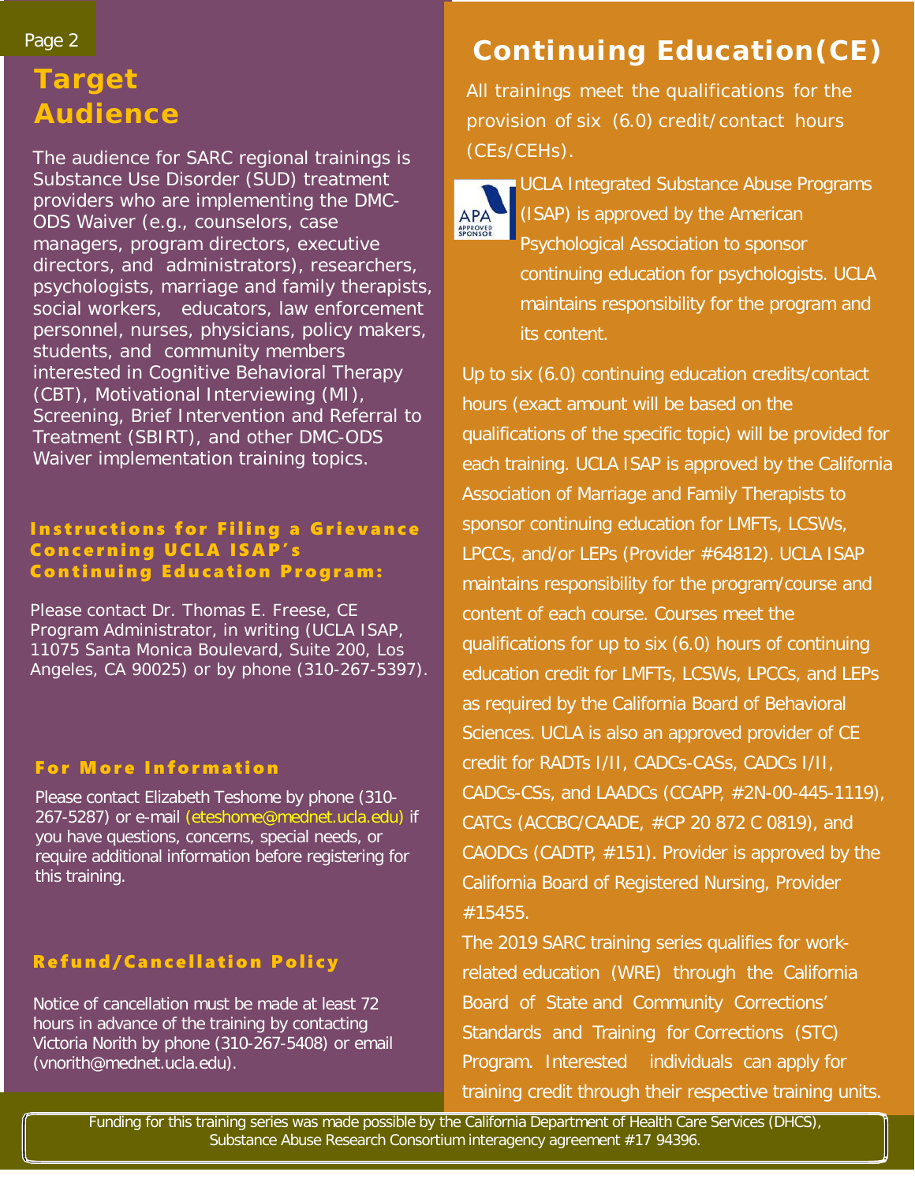## Target Audience

The audience for SARC regional trainings is Substance Use Disorder (SUD) treatment providers who are implementing the DMC-ODS Waiver (e.g., counselors, case managers, program directors, executive directors, and administrators), researchers, psychologists, marriage and family therapists, social workers, educators, law enforcement personnel, nurses, physicians, policy makers, students, and community members interested in Cognitive Behavioral Therapy (CBT), Motivational Interviewing (MI), Screening, Brief Intervention and Referral to Treatment (SBIRT), and other DMC-ODS Waiver implementation training topics.

### Instructions for Filing a Grievance Concerning UCLA ISAP's Continuing Education Program:

Please contact Dr. Thomas E. Freese, CE Program Administrator, in writing (UCLA ISAP, 11075 Santa Monica Boulevard, Suite 200, Los Angeles, CA 90025) or by phone (310-267-5397).

### For More Information

Please contact Elizabeth Teshome by phone (310-267-5287) or e-mail (eteshome@mednet.ucla.edu) if you have questions, concerns, special needs, or require additional information before registering for this training.

### Refund/Cancellation Policy

Notice of cancellation must be made at least 72 hours in advance of the training by contacting Victoria Norith by phone (310-267-5408) or email (vnorith@mednet.ucla.edu).

## Continuing Education(CE)

All trainings meet the qualifications for the provision of six (6.0) credit/contact hours (CEs/CEHs).

UCLA Integrated Substance Abuse Programs (ISAP) is approved by the American Psychological Association to sponsor continuing education for psychologists. UCLA maintains responsibility for the program and its content.

Up to six (6.0) continuing education credits/contact hours (exact amount will be based on the qualifications of the specific topic) will be provided for each training. UCLA ISAP is approved by the California Association of Marriage and Family Therapists to sponsor continuing education for LMFTs, LCSWs, LPCCs, and/or LEPs (Provider #64812). UCLA ISAP maintains responsibility for the program/course and content of each course. Courses meet the qualifications for up to six (6.0) hours of continuing education credit for LMFTs, LCSWs, LPCCs, and LEPs as required by the California Board of Behavioral Sciences. UCLA is also an approved provider of CE credit for RADTs I/II, CADCs-CASs, CADCs I/II, CADCs-CSs, and LAADCs (CCAPP, #2N-00-445-1119), CATCs (ACCBC/CAADE, #CP 20 872 C 0819), and CAODCs (CADTP, #151). Provider is approved by the California Board of Registered Nursing, Provider #15455.

The 2019 SARC training series qualifies for work-related education (WRE) through the California Board of State and Community Corrections' Standards and Training for Corrections (STC) Program. Interested individuals can apply for training credit through their respective training units.

Funding for this training series was made possible by the California Department of Health Care Services (DHCS), Substance Abuse Research Consortium interagency agreement #17 94396.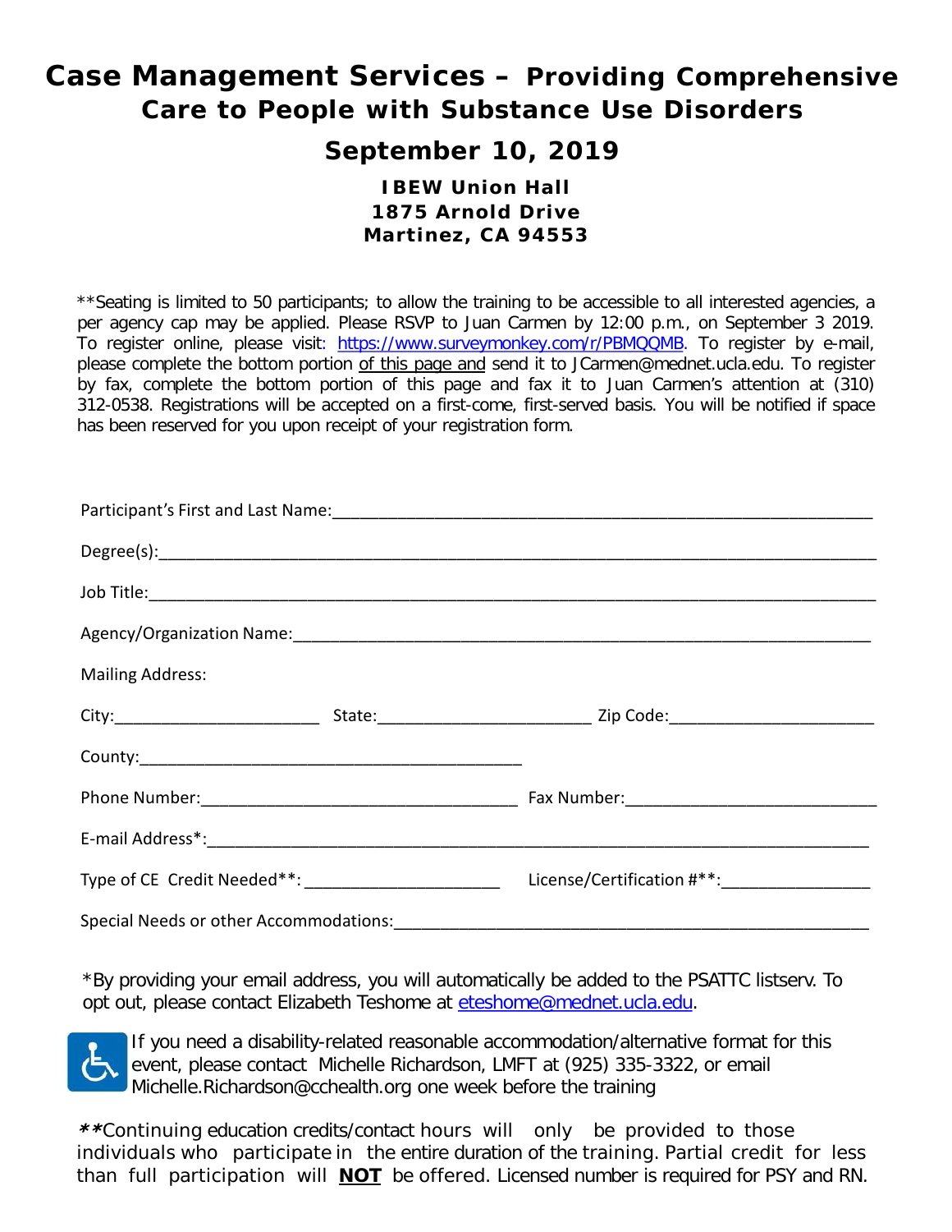# Case Management Services – Providing Comprehensive Care to People with Substance Use Disorders

## September 10, 2019

**IBEW Union Hall**
**1875 Arnold Drive**
**Martinez, CA 94553**

**Seating is limited to 50 participants; to allow the training to be accessible to all interested agencies, a per agency cap may be applied. Please RSVP to Juan Carmen by 12:00 p.m., on September 3 2019. To register online, please visit: https://www.surveymonkey.com/r/PBMQQMB. To register by e-mail, please complete the bottom portion of this page and send it to JCarmen@mednet.ucla.edu. To register by fax, complete the bottom portion of this page and fax it to Juan Carmen's attention at (310) 312-0538. Registrations will be accepted on a first-come, first-served basis. You will be notified if space has been reserved for you upon receipt of your registration form.

Participant's First and Last Name:___________________________________________

Degree(s):___________________________________________

Job Title:___________________________________________

Agency/Organization Name:___________________________________________

Mailing Address:

City:_______________ State:_______________ Zip Code:_______________

County:___________________________

Phone Number:_______________________ Fax Number:_______________________

E-mail Address*:___________________________________________

Type of CE Credit Needed**: _______________ License/Certification #**:_______________

Special Needs or other Accommodations:___________________________________________

*By providing your email address, you will automatically be added to the PSATTC listserv. To opt out, please contact Elizabeth Teshome at eteshome@mednet.ucla.edu.

If you need a disability-related reasonable accommodation/alternative format for this event, please contact Michelle Richardson, LMFT at (925) 335-3322, or email Michelle.Richardson@cchealth.org one week before the training

**Continuing education credits/contact hours will only be provided to those individuals who participate in the entire duration of the training. Partial credit for less than full participation will **NOT** be offered. Licensed number is required for PSY and RN.